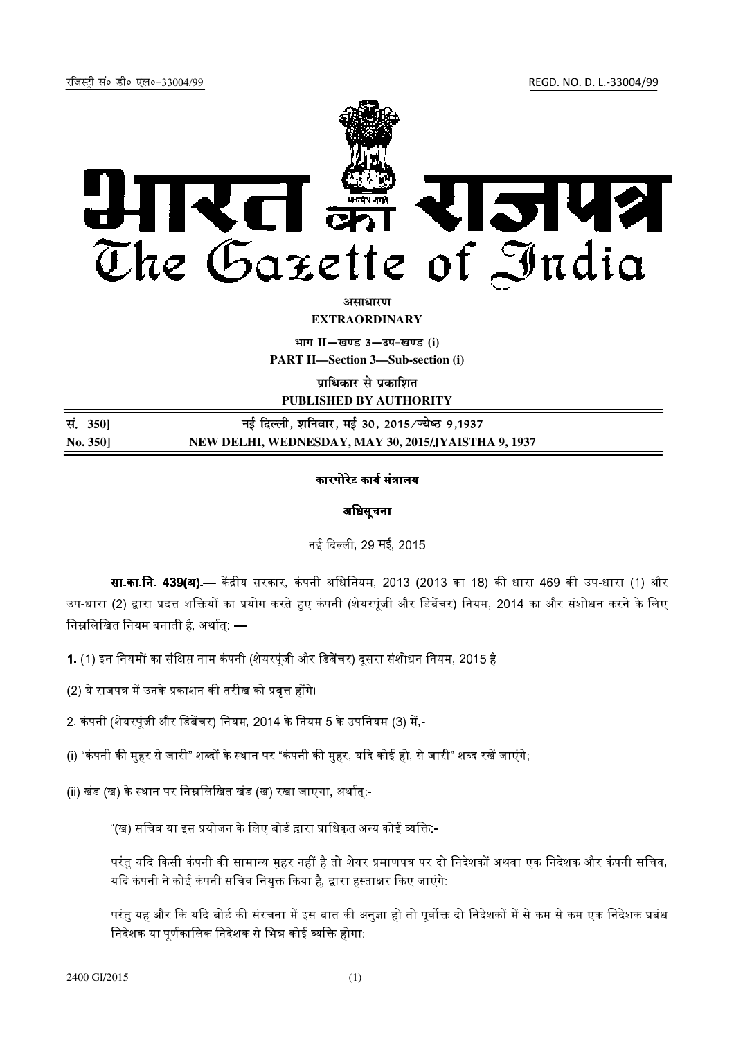रजिस्ट्री सं० डी० एल०-33004/99 REGD. NO. D. L.-33004/99

# भारत का राजपत्र
# The Gazette of India

**असाधारण**
**EXTRAORDINARY**

**भाग II—खण्ड 3—उप-खण्ड (i)**
**PART II—Section 3—Sub-section (i)**

**प्राधिकार से प्रकाशित**
**PUBLISHED BY AUTHORITY**

| सं. 350] | नई दिल्ली, शनिवार, मई 30, 2015/ज्येष्ठ 9,1937 |
|---|---|
| **No. 350]** | **NEW DELHI, WEDNESDAY, MAY 30, 2015/JYAISTHA 9, 1937** |

## कारपोरेट कार्य मंत्रालय

## अधिसूचना

नई दिल्ली, 29 मई, 2015

**सा.का.नि. 439(अ).—** केंद्रीय सरकार, कंपनी अधिनियम, 2013 (2013 का 18) की धारा 469 की उप-धारा (1) और उप-धारा (2) द्वारा प्रदत्त शक्तियों का प्रयोग करते हुए कंपनी (शेयरपूंजी और डिबेंचर) नियम, 2014 का और संशोधन करने के लिए निम्नलिखित नियम बनाती है, अर्थात्: —

**1.** (1) इन नियमों का संक्षिप्त नाम कंपनी (शेयरपूंजी और डिबेंचर) दूसरा संशोधन नियम, 2015 है।

(2) ये राजपत्र में उनके प्रकाशन की तरीख को प्रवृत्त होंगे।

2. कंपनी (शेयरपूंजी और डिबेंचर) नियम, 2014 के नियम 5 के उपनियम (3) में,-

(i) "कंपनी की मुहर से जारी" शब्दों के स्थान पर "कंपनी की मुहर, यदि कोई हो, से जारी" शब्द रखें जाएंगे;

(ii) खंड (ख) के स्थान पर निम्नलिखित खंड (ख) रखा जाएगा, अर्थात्:-

"(ख) सचिव या इस प्रयोजन के लिए बोर्ड द्वारा प्राधिकृत अन्य कोई व्यक्ति:-

परंतु यदि किसी कंपनी की सामान्य मुहर नहीं है तो शेयर प्रमाणपत्र पर दो निदेशकों अथवा एक निदेशक और कंपनी सचिव, यदि कंपनी ने कोई कंपनी सचिव नियुक्त किया है, द्वारा हस्ताक्षर किए जाएंगे:

परंतु यह और कि यदि बोर्ड की संरचना में इस बात की अनुज्ञा हो तो पूर्वोक्त दो निदेशकों में से कम से कम एक निदेशक प्रबंध निदेशक या पूर्णकालिक निदेशक से भिन्न कोई व्यक्ति होगा:

2400 GI/2015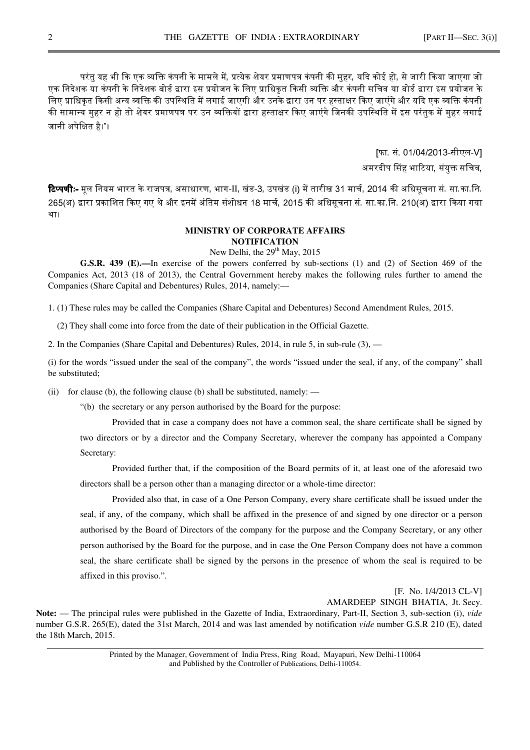परंतु यह भी कि एक व्यक्ति कंपनी के मामले में, प्रत्येक शेयर प्रमाणपत्र कंपनी की मुहर, यदि कोई हो, से जारी किया जाएगा जो एक निदेशक या कंपनी के निदेशक बोर्ड द्वारा इस प्रयोजन के लिए प्राधिकृत किसी व्यक्ति और कंपनी सचिव या बोर्ड द्वारा इस प्रयोजन के लिए प्राधिकृत किसी अन्य व्यक्ति की उपस्थिति में लगाई जाएगी और उनके द्वारा उन पर हस्ताक्षर किए जाएंगे और यदि एक व्यक्ति कंपनी की सामान्य मुहर न हो तो शेयर प्रमाणपत्र पर उन व्यक्तियों द्वारा हस्ताक्षर किए जाएंगे जिनकी उपस्थिति में इस परंतुक में मुहर लगाई जानी अपेक्षित है।"।

[फा. सं. 01/04/2013-सीएल-V]

अमरदीप सिंह भाटिया, संयुक्त सचिव,

**टिप्पणी:-** मूल नियम भारत के राजपत्र, असाधारण, भाग-II, खंड-3, उपखंड (i) में तारीख 31 मार्च, 2014 की अधिसूचना सं. सा.का.नि. 265(अ) द्वारा प्रकाशित किए गए थे और इनमें अंतिम संशोधन 18 मार्च, 2015 की अधिसूचना सं. सा.का.नि. 210(अ) द्वारा किया गया था।

## MINISTRY OF CORPORATE AFFAIRS
## NOTIFICATION

New Delhi, the 29th May, 2015

**G.S.R. 439 (E).—**In exercise of the powers conferred by sub-sections (1) and (2) of Section 469 of the Companies Act, 2013 (18 of 2013), the Central Government hereby makes the following rules further to amend the Companies (Share Capital and Debentures) Rules, 2014, namely:—

1. (1) These rules may be called the Companies (Share Capital and Debentures) Second Amendment Rules, 2015.

(2) They shall come into force from the date of their publication in the Official Gazette.

2. In the Companies (Share Capital and Debentures) Rules, 2014, in rule 5, in sub-rule (3), —

(i) for the words "issued under the seal of the company", the words "issued under the seal, if any, of the company" shall be substituted;

(ii) for clause (b), the following clause (b) shall be substituted, namely: —

"(b) the secretary or any person authorised by the Board for the purpose:

Provided that in case a company does not have a common seal, the share certificate shall be signed by two directors or by a director and the Company Secretary, wherever the company has appointed a Company Secretary:

Provided further that, if the composition of the Board permits of it, at least one of the aforesaid two directors shall be a person other than a managing director or a whole-time director:

Provided also that, in case of a One Person Company, every share certificate shall be issued under the seal, if any, of the company, which shall be affixed in the presence of and signed by one director or a person authorised by the Board of Directors of the company for the purpose and the Company Secretary, or any other person authorised by the Board for the purpose, and in case the One Person Company does not have a common seal, the share certificate shall be signed by the persons in the presence of whom the seal is required to be affixed in this proviso.".

[F. No. 1/4/2013 CL-V]

AMARDEEP SINGH BHATIA, Jt. Secy.

**Note:** — The principal rules were published in the Gazette of India, Extraordinary, Part-II, Section 3, sub-section (i), *vide* number G.S.R. 265(E), dated the 31st March, 2014 and was last amended by notification *vide* number G.S.R 210 (E), dated the 18th March, 2015.

Printed by the Manager, Government of India Press, Ring Road, Mayapuri, New Delhi-110064 and Published by the Controller of Publications, Delhi-110054.